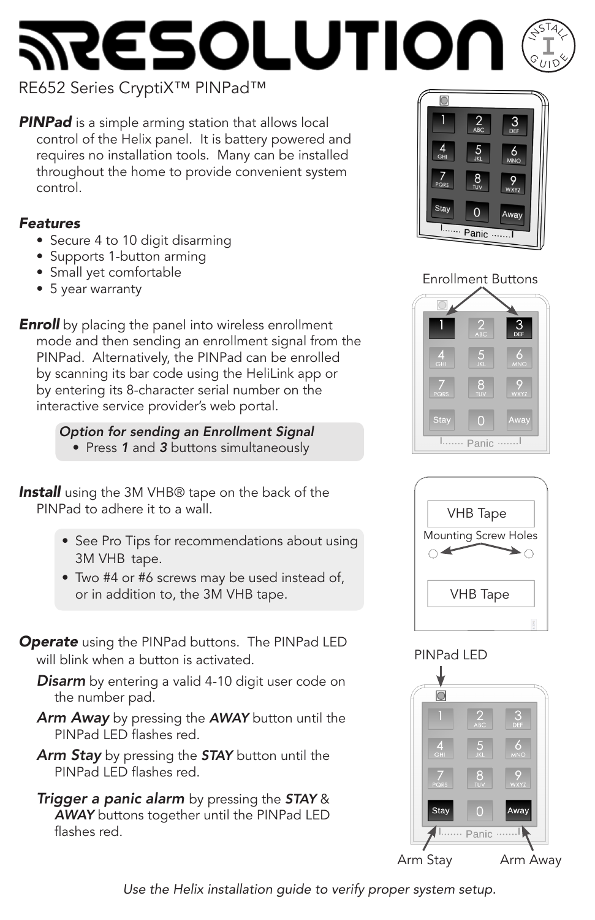# RESOLUTION

INSTALL GUIDE

## RE652 Series CryptiX™ PINPad™

***PINPad*** is a simple arming station that allows local control of the Helix panel. It is battery powered and requires no installation tools. Many can be installed throughout the home to provide convenient system control.

### *Features*

- Secure 4 to 10 digit disarming
- Supports 1-button arming
- Small yet comfortable
- 5 year warranty

***Enroll*** by placing the panel into wireless enrollment mode and then sending an enrollment signal from the PINPad. Alternatively, the PINPad can be enrolled by scanning its bar code using the HeliLink app or by entering its 8-character serial number on the interactive service provider's web portal.

> ***Option for sending an Enrollment Signal***
> - Press ***1*** and ***3*** buttons simultaneously

Enrollment Buttons

***Install*** using the 3M VHB® tape on the back of the PINPad to adhere it to a wall.

> - See Pro Tips for recommendations about using 3M VHB tape.
> - Two #4 or #6 screws may be used instead of, or in addition to, the 3M VHB tape.

VHB Tape

Mounting Screw Holes

VHB Tape

***Operate*** using the PINPad buttons. The PINPad LED will blink when a button is activated.

***Disarm*** by entering a valid 4-10 digit user code on the number pad.

***Arm Away*** by pressing the ***AWAY*** button until the PINPad LED flashes red.

***Arm Stay*** by pressing the ***STAY*** button until the PINPad LED flashes red.

***Trigger a panic alarm*** by pressing the ***STAY*** & ***AWAY*** buttons together until the PINPad LED flashes red.

PINPad LED

Arm Stay

Arm Away

*Use the Helix installation guide to verify proper system setup.*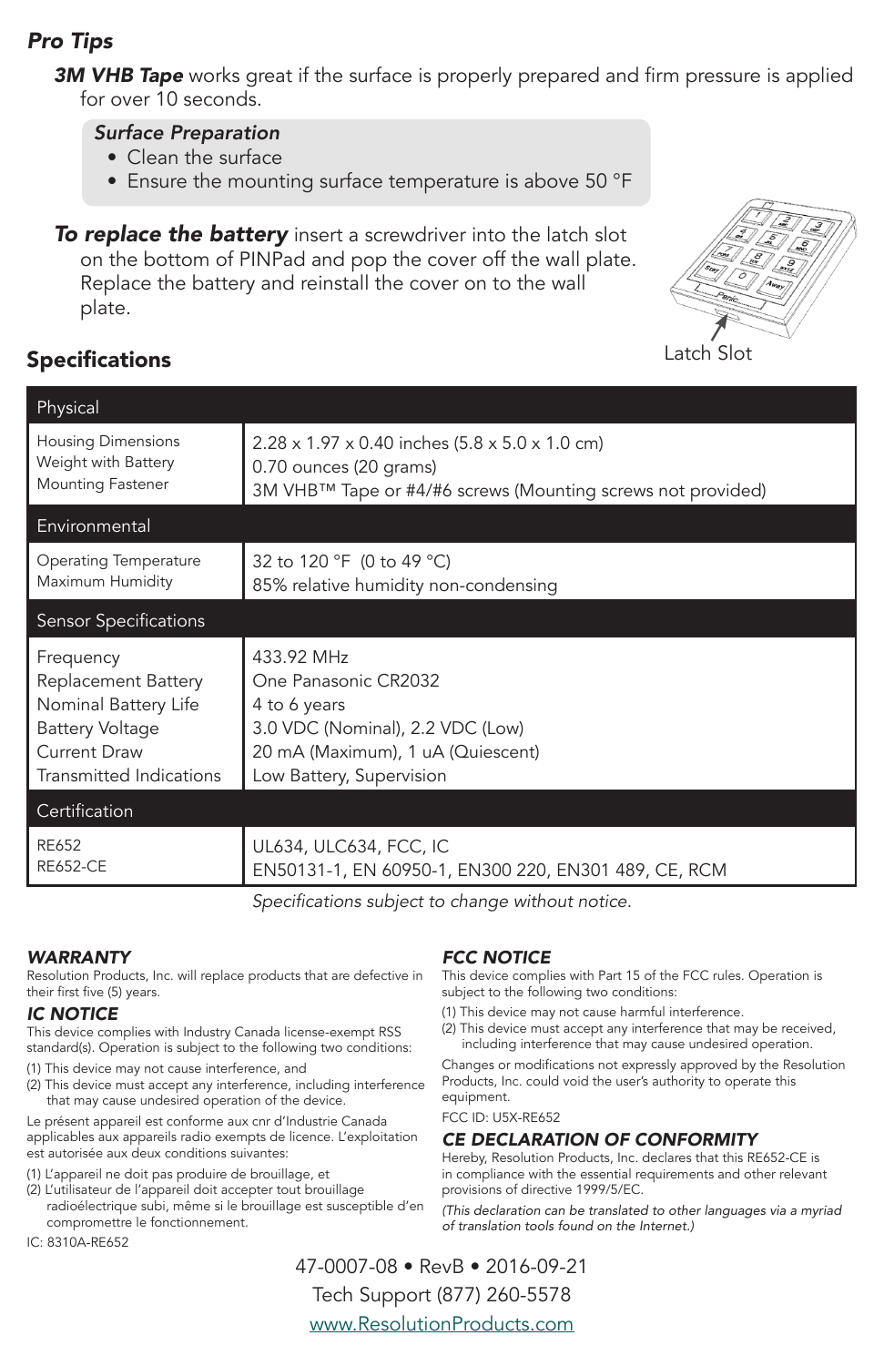## *Pro Tips*

***3M VHB Tape*** works great if the surface is properly prepared and firm pressure is applied for over 10 seconds.

*Surface Preparation*

- Clean the surface
- Ensure the mounting surface temperature is above 50 °F

***To replace the battery*** insert a screwdriver into the latch slot on the bottom of PINPad and pop the cover off the wall plate. Replace the battery and reinstall the cover on to the wall plate.

Latch Slot

## Specifications

| | |
|---|---|
| **Physical** | |
| Housing Dimensions<br>Weight with Battery<br>Mounting Fastener | 2.28 x 1.97 x 0.40 inches (5.8 x 5.0 x 1.0 cm)<br>0.70 ounces (20 grams)<br>3M VHB™ Tape or #4/#6 screws (Mounting screws not provided) |
| **Environmental** | |
| Operating Temperature<br>Maximum Humidity | 32 to 120 °F (0 to 49 °C)<br>85% relative humidity non-condensing |
| **Sensor Specifications** | |
| Frequency<br>Replacement Battery<br>Nominal Battery Life<br>Battery Voltage<br>Current Draw<br>Transmitted Indications | 433.92 MHz<br>One Panasonic CR2032<br>4 to 6 years<br>3.0 VDC (Nominal), 2.2 VDC (Low)<br>20 mA (Maximum), 1 uA (Quiescent)<br>Low Battery, Supervision |
| **Certification** | |
| RE652<br>RE652-CE | UL634, ULC634, FCC, IC<br>EN50131-1, EN 60950-1, EN300 220, EN301 489, CE, RCM |

*Specifications subject to change without notice.*

### *WARRANTY*

Resolution Products, Inc. will replace products that are defective in their first five (5) years.

### *IC NOTICE*

This device complies with Industry Canada license-exempt RSS standard(s). Operation is subject to the following two conditions:

(1) This device may not cause interference, and
(2) This device must accept any interference, including interference that may cause undesired operation of the device.

Le présent appareil est conforme aux cnr d'Industrie Canada applicables aux appareils radio exempts de licence. L'exploitation est autorisée aux deux conditions suivantes:

(1) L'appareil ne doit pas produire de brouillage, et
(2) L'utilisateur de l'appareil doit accepter tout brouillage radioélectrique subi, même si le brouillage est susceptible d'en compromettre le fonctionnement.

IC: 8310A-RE652

### *FCC NOTICE*

This device complies with Part 15 of the FCC rules. Operation is subject to the following two conditions:

(1) This device may not cause harmful interference.
(2) This device must accept any interference that may be received, including interference that may cause undesired operation.

Changes or modifications not expressly approved by the Resolution Products, Inc. could void the user's authority to operate this equipment.

FCC ID: U5X-RE652

### *CE DECLARATION OF CONFORMITY*

Hereby, Resolution Products, Inc. declares that this RE652-CE is in compliance with the essential requirements and other relevant provisions of directive 1999/5/EC.

*(This declaration can be translated to other languages via a myriad of translation tools found on the Internet.)*

47-0007-08 • RevB • 2016-09-21
Tech Support (877) 260-5578
www.ResolutionProducts.com